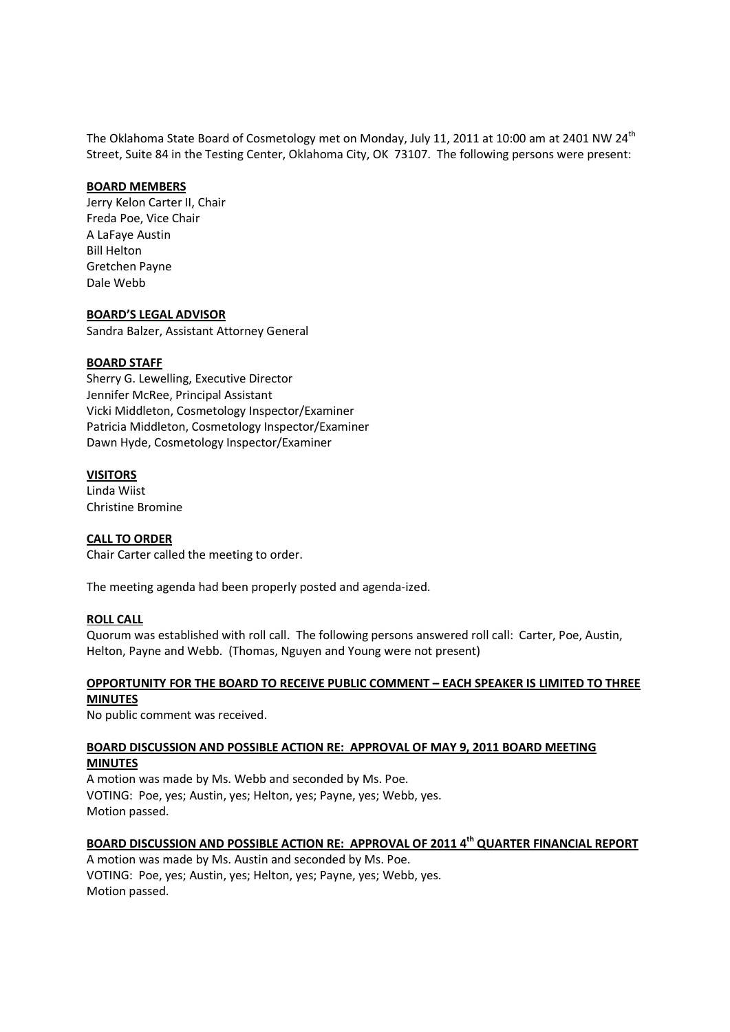The Oklahoma State Board of Cosmetology met on Monday, July 11, 2011 at 10:00 am at 2401 NW 24th Street, Suite 84 in the Testing Center, Oklahoma City, OK 73107. The following persons were present:

**BOARD MEMBERS**

Jerry Kelon Carter II, Chair
Freda Poe, Vice Chair
A LaFaye Austin
Bill Helton
Gretchen Payne
Dale Webb

**BOARD'S LEGAL ADVISOR**

Sandra Balzer, Assistant Attorney General

**BOARD STAFF**

Sherry G. Lewelling, Executive Director
Jennifer McRee, Principal Assistant
Vicki Middleton, Cosmetology Inspector/Examiner
Patricia Middleton, Cosmetology Inspector/Examiner
Dawn Hyde, Cosmetology Inspector/Examiner

**VISITORS**

Linda Wiist
Christine Bromine

**CALL TO ORDER**

Chair Carter called the meeting to order.

The meeting agenda had been properly posted and agenda-ized.

**ROLL CALL**

Quorum was established with roll call. The following persons answered roll call: Carter, Poe, Austin, Helton, Payne and Webb. (Thomas, Nguyen and Young were not present)

**OPPORTUNITY FOR THE BOARD TO RECEIVE PUBLIC COMMENT – EACH SPEAKER IS LIMITED TO THREE MINUTES**

No public comment was received.

**BOARD DISCUSSION AND POSSIBLE ACTION RE: APPROVAL OF MAY 9, 2011 BOARD MEETING MINUTES**

A motion was made by Ms. Webb and seconded by Ms. Poe.
VOTING: Poe, yes; Austin, yes; Helton, yes; Payne, yes; Webb, yes.
Motion passed.

**BOARD DISCUSSION AND POSSIBLE ACTION RE: APPROVAL OF 2011 4th QUARTER FINANCIAL REPORT**

A motion was made by Ms. Austin and seconded by Ms. Poe.
VOTING: Poe, yes; Austin, yes; Helton, yes; Payne, yes; Webb, yes.
Motion passed.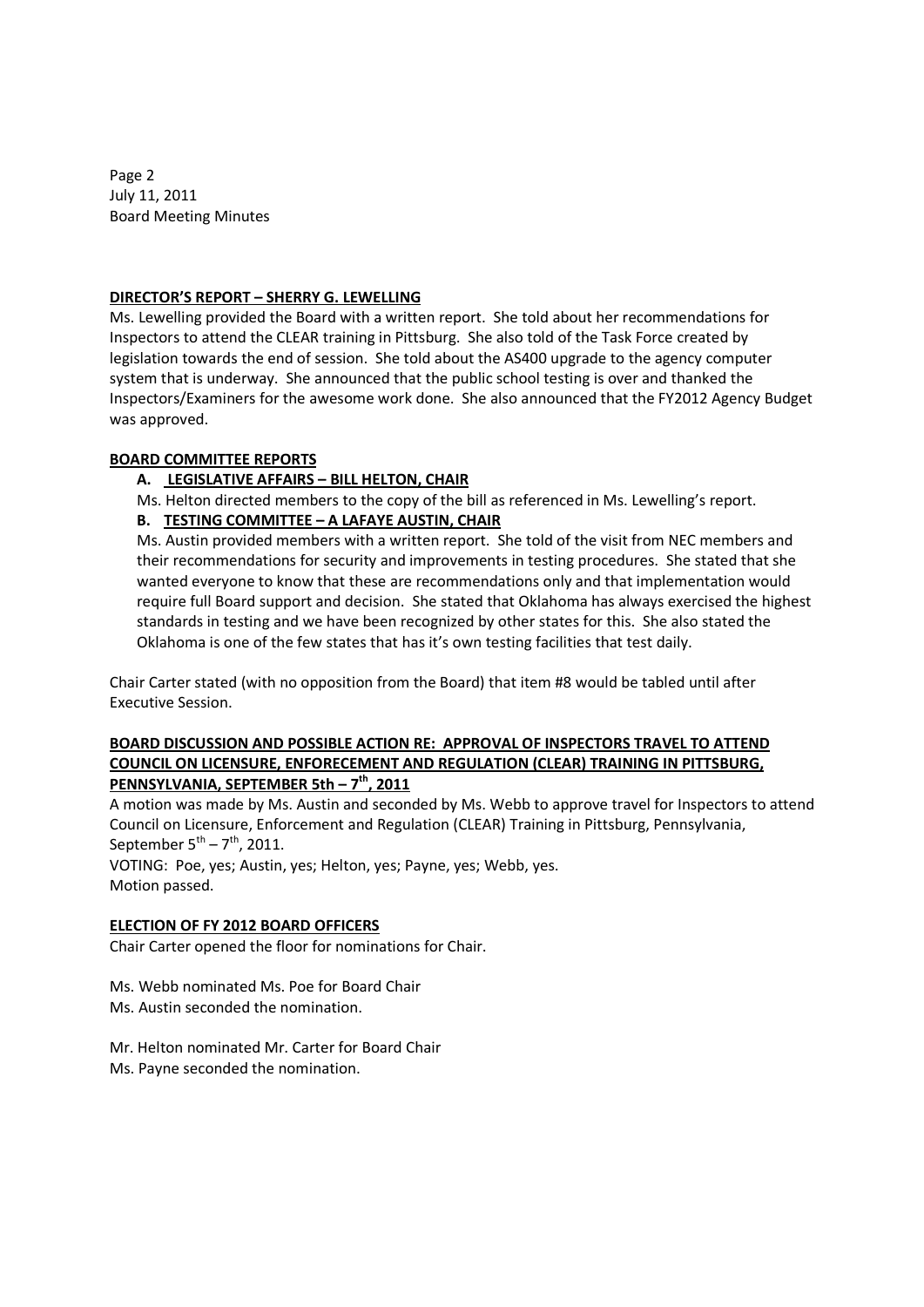**DIRECTOR'S REPORT – SHERRY G. LEWELLING**

Ms. Lewelling provided the Board with a written report. She told about her recommendations for Inspectors to attend the CLEAR training in Pittsburg. She also told of the Task Force created by legislation towards the end of session. She told about the AS400 upgrade to the agency computer system that is underway. She announced that the public school testing is over and thanked the Inspectors/Examiners for the awesome work done. She also announced that the FY2012 Agency Budget was approved.

**BOARD COMMITTEE REPORTS**

**A. LEGISLATIVE AFFAIRS – BILL HELTON, CHAIR**

Ms. Helton directed members to the copy of the bill as referenced in Ms. Lewelling's report.

**B. TESTING COMMITTEE – A LAFAYE AUSTIN, CHAIR**

Ms. Austin provided members with a written report. She told of the visit from NEC members and their recommendations for security and improvements in testing procedures. She stated that she wanted everyone to know that these are recommendations only and that implementation would require full Board support and decision. She stated that Oklahoma has always exercised the highest standards in testing and we have been recognized by other states for this. She also stated the Oklahoma is one of the few states that has it's own testing facilities that test daily.

Chair Carter stated (with no opposition from the Board) that item #8 would be tabled until after Executive Session.

**BOARD DISCUSSION AND POSSIBLE ACTION RE: APPROVAL OF INSPECTORS TRAVEL TO ATTEND COUNCIL ON LICENSURE, ENFORECEMENT AND REGULATION (CLEAR) TRAINING IN PITTSBURG, PENNSYLVANIA, SEPTEMBER 5th – 7th, 2011**

A motion was made by Ms. Austin and seconded by Ms. Webb to approve travel for Inspectors to attend Council on Licensure, Enforcement and Regulation (CLEAR) Training in Pittsburg, Pennsylvania, September 5th – 7th, 2011.

VOTING: Poe, yes; Austin, yes; Helton, yes; Payne, yes; Webb, yes.

Motion passed.

**ELECTION OF FY 2012 BOARD OFFICERS**

Chair Carter opened the floor for nominations for Chair.

Ms. Webb nominated Ms. Poe for Board Chair

Ms. Austin seconded the nomination.

Mr. Helton nominated Mr. Carter for Board Chair

Ms. Payne seconded the nomination.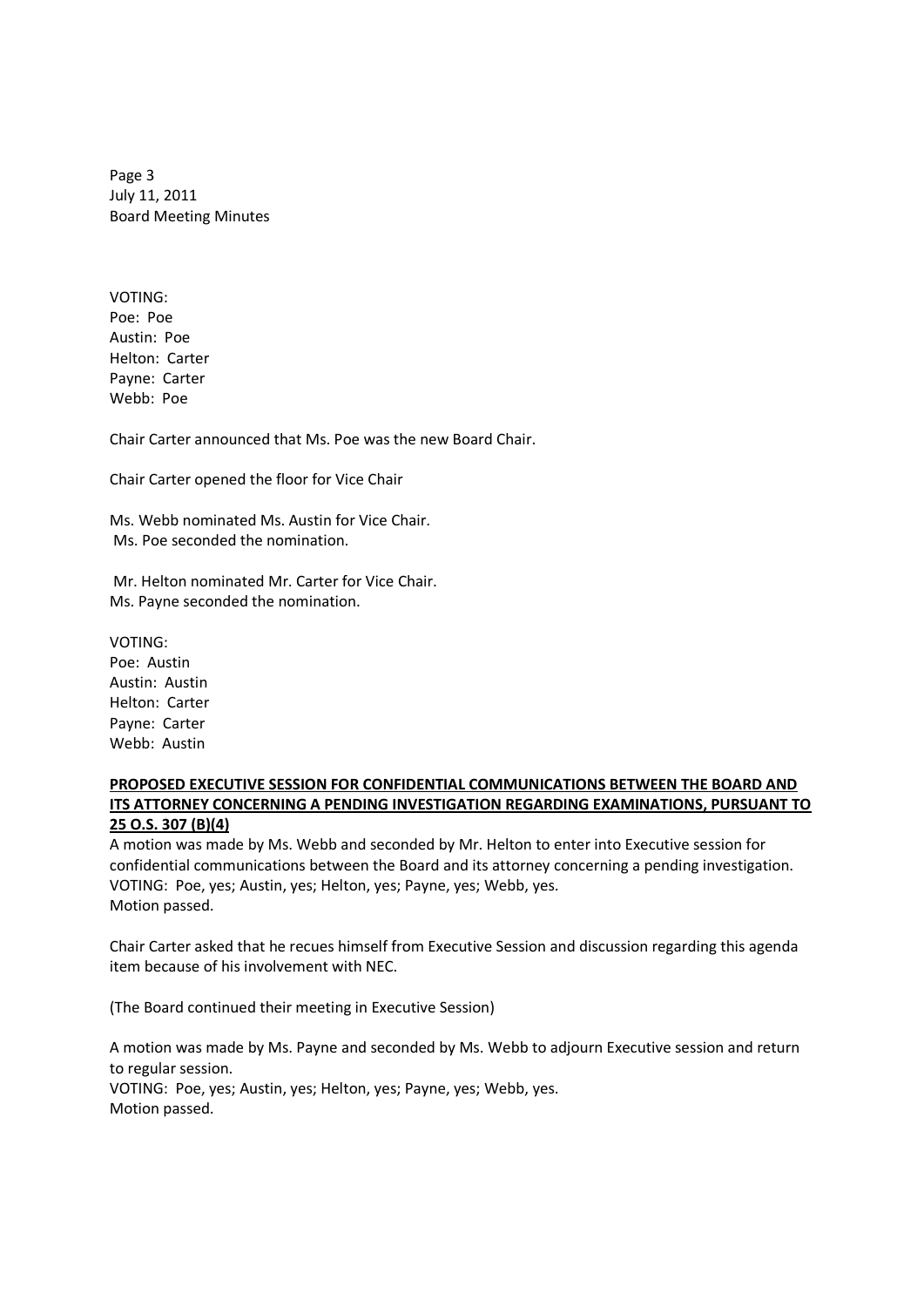VOTING:
Poe: Poe
Austin: Poe
Helton: Carter
Payne: Carter
Webb: Poe

Chair Carter announced that Ms. Poe was the new Board Chair.

Chair Carter opened the floor for Vice Chair

Ms. Webb nominated Ms. Austin for Vice Chair.
Ms. Poe seconded the nomination.

Mr. Helton nominated Mr. Carter for Vice Chair.
Ms. Payne seconded the nomination.

VOTING:
Poe: Austin
Austin: Austin
Helton: Carter
Payne: Carter
Webb: Austin

**PROPOSED EXECUTIVE SESSION FOR CONFIDENTIAL COMMUNICATIONS BETWEEN THE BOARD AND ITS ATTORNEY CONCERNING A PENDING INVESTIGATION REGARDING EXAMINATIONS, PURSUANT TO 25 O.S. 307 (B)(4)**

A motion was made by Ms. Webb and seconded by Mr. Helton to enter into Executive session for confidential communications between the Board and its attorney concerning a pending investigation.
VOTING: Poe, yes; Austin, yes; Helton, yes; Payne, yes; Webb, yes.
Motion passed.

Chair Carter asked that he recues himself from Executive Session and discussion regarding this agenda item because of his involvement with NEC.

(The Board continued their meeting in Executive Session)

A motion was made by Ms. Payne and seconded by Ms. Webb to adjourn Executive session and return to regular session.
VOTING: Poe, yes; Austin, yes; Helton, yes; Payne, yes; Webb, yes.
Motion passed.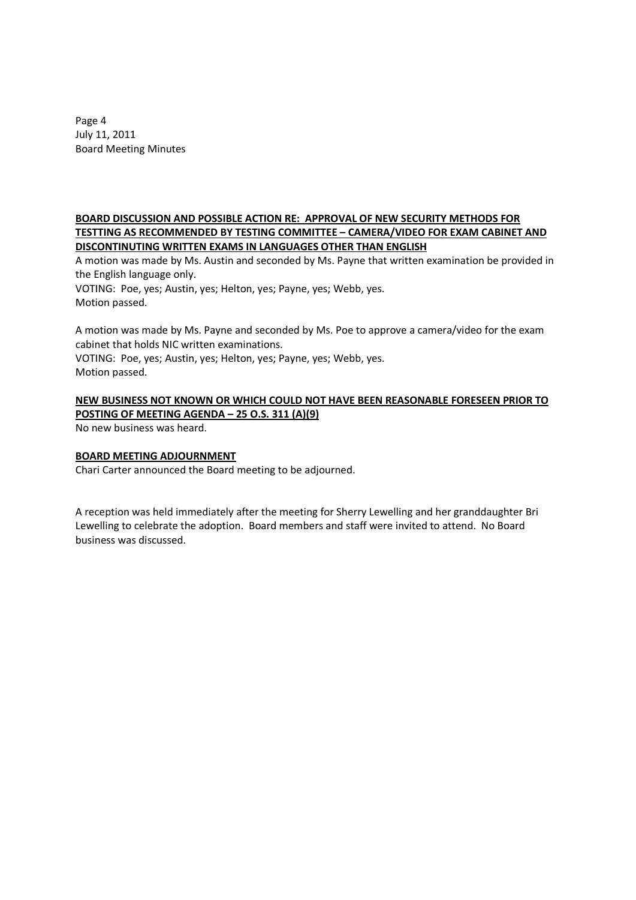**BOARD DISCUSSION AND POSSIBLE ACTION RE: APPROVAL OF NEW SECURITY METHODS FOR TESTTING AS RECOMMENDED BY TESTING COMMITTEE – CAMERA/VIDEO FOR EXAM CABINET AND DISCONTINUTING WRITTEN EXAMS IN LANGUAGES OTHER THAN ENGLISH**

A motion was made by Ms. Austin and seconded by Ms. Payne that written examination be provided in the English language only.
VOTING: Poe, yes; Austin, yes; Helton, yes; Payne, yes; Webb, yes.
Motion passed.

A motion was made by Ms. Payne and seconded by Ms. Poe to approve a camera/video for the exam cabinet that holds NIC written examinations.
VOTING: Poe, yes; Austin, yes; Helton, yes; Payne, yes; Webb, yes.
Motion passed.

**NEW BUSINESS NOT KNOWN OR WHICH COULD NOT HAVE BEEN REASONABLE FORESEEN PRIOR TO POSTING OF MEETING AGENDA – 25 O.S. 311 (A)(9)**

No new business was heard.

**BOARD MEETING ADJOURNMENT**

Chari Carter announced the Board meeting to be adjourned.

A reception was held immediately after the meeting for Sherry Lewelling and her granddaughter Bri Lewelling to celebrate the adoption. Board members and staff were invited to attend. No Board business was discussed.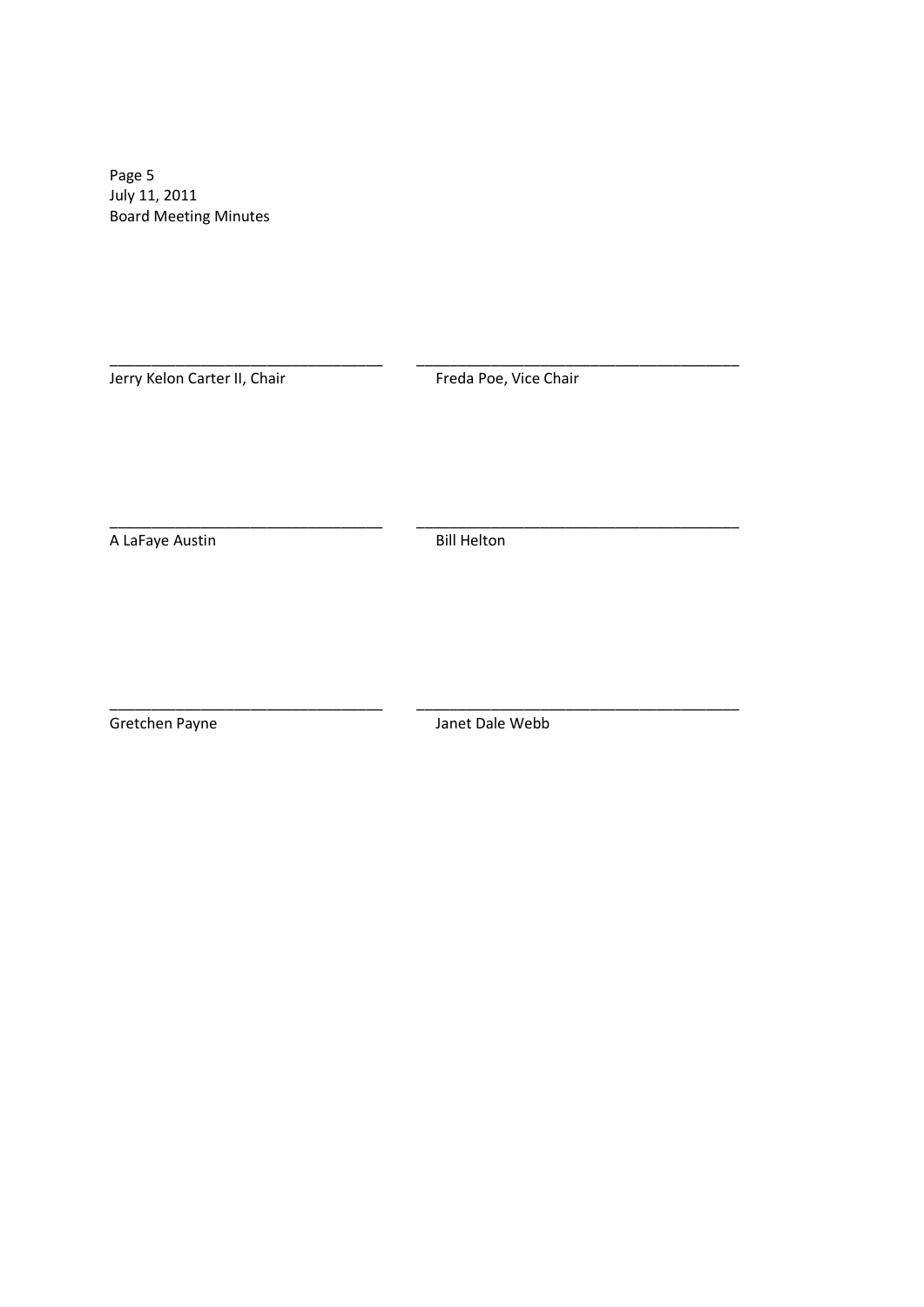_________________________________
Jerry Kelon Carter II, Chair

_______________________________________
Freda Poe, Vice Chair

_________________________________
A LaFaye Austin

_______________________________________
Bill Helton

_________________________________
Gretchen Payne

_______________________________________
Janet Dale Webb